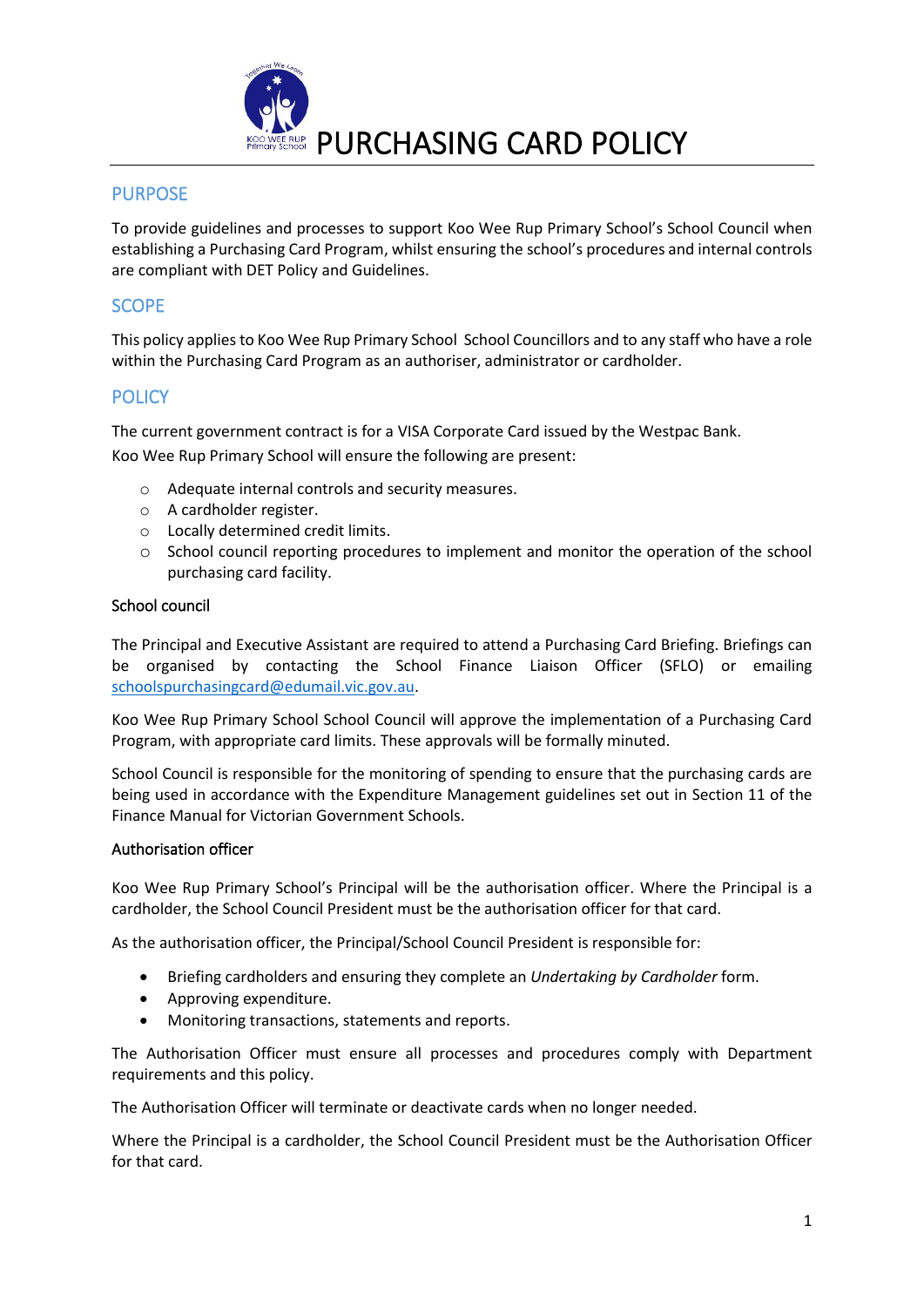# PURCHASING CARD POLICY

## PURPOSE

To provide guidelines and processes to support Koo Wee Rup Primary School's School Council when establishing a Purchasing Card Program, whilst ensuring the school's procedures and internal controls are compliant with DET Policy and Guidelines.

## SCOPE

This policy applies to Koo Wee Rup Primary School School Councillors and to any staff who have a role within the Purchasing Card Program as an authoriser, administrator or cardholder.

## POLICY

The current government contract is for a VISA Corporate Card issued by the Westpac Bank.

Koo Wee Rup Primary School will ensure the following are present:

- Adequate internal controls and security measures.
- A cardholder register.
- Locally determined credit limits.
- School council reporting procedures to implement and monitor the operation of the school purchasing card facility.

### School council

The Principal and Executive Assistant are required to attend a Purchasing Card Briefing. Briefings can be organised by contacting the School Finance Liaison Officer (SFLO) or emailing schoolspurchasingcard@edumail.vic.gov.au.

Koo Wee Rup Primary School School Council will approve the implementation of a Purchasing Card Program, with appropriate card limits. These approvals will be formally minuted.

School Council is responsible for the monitoring of spending to ensure that the purchasing cards are being used in accordance with the Expenditure Management guidelines set out in Section 11 of the Finance Manual for Victorian Government Schools.

### Authorisation officer

Koo Wee Rup Primary School's Principal will be the authorisation officer. Where the Principal is a cardholder, the School Council President must be the authorisation officer for that card.

As the authorisation officer, the Principal/School Council President is responsible for:

- Briefing cardholders and ensuring they complete an *Undertaking by Cardholder* form.
- Approving expenditure.
- Monitoring transactions, statements and reports.

The Authorisation Officer must ensure all processes and procedures comply with Department requirements and this policy.

The Authorisation Officer will terminate or deactivate cards when no longer needed.

Where the Principal is a cardholder, the School Council President must be the Authorisation Officer for that card.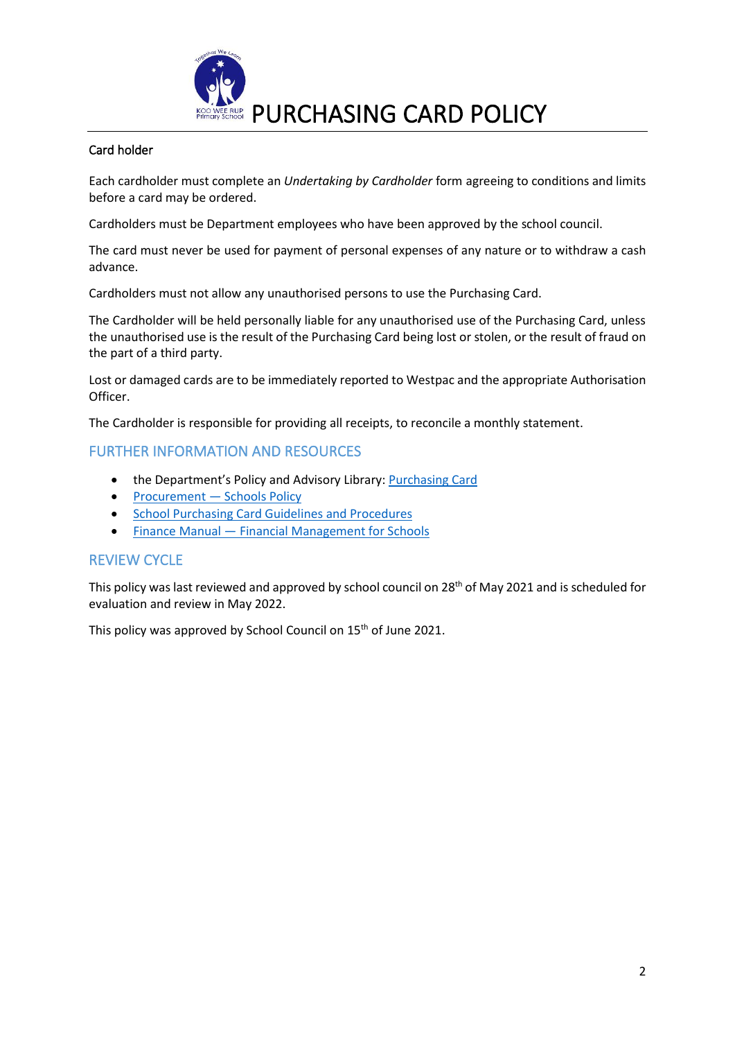# PURCHASING CARD POLICY

Card holder

Each cardholder must complete an *Undertaking by Cardholder* form agreeing to conditions and limits before a card may be ordered.

Cardholders must be Department employees who have been approved by the school council.

The card must never be used for payment of personal expenses of any nature or to withdraw a cash advance.

Cardholders must not allow any unauthorised persons to use the Purchasing Card.

The Cardholder will be held personally liable for any unauthorised use of the Purchasing Card, unless the unauthorised use is the result of the Purchasing Card being lost or stolen, or the result of fraud on the part of a third party.

Lost or damaged cards are to be immediately reported to Westpac and the appropriate Authorisation Officer.

The Cardholder is responsible for providing all receipts, to reconcile a monthly statement.

## FURTHER INFORMATION AND RESOURCES

- the Department's Policy and Advisory Library: Purchasing Card
- Procurement — Schools Policy
- School Purchasing Card Guidelines and Procedures
- Finance Manual — Financial Management for Schools

## REVIEW CYCLE

This policy was last reviewed and approved by school council on 28th of May 2021 and is scheduled for evaluation and review in May 2022.

This policy was approved by School Council on 15th of June 2021.